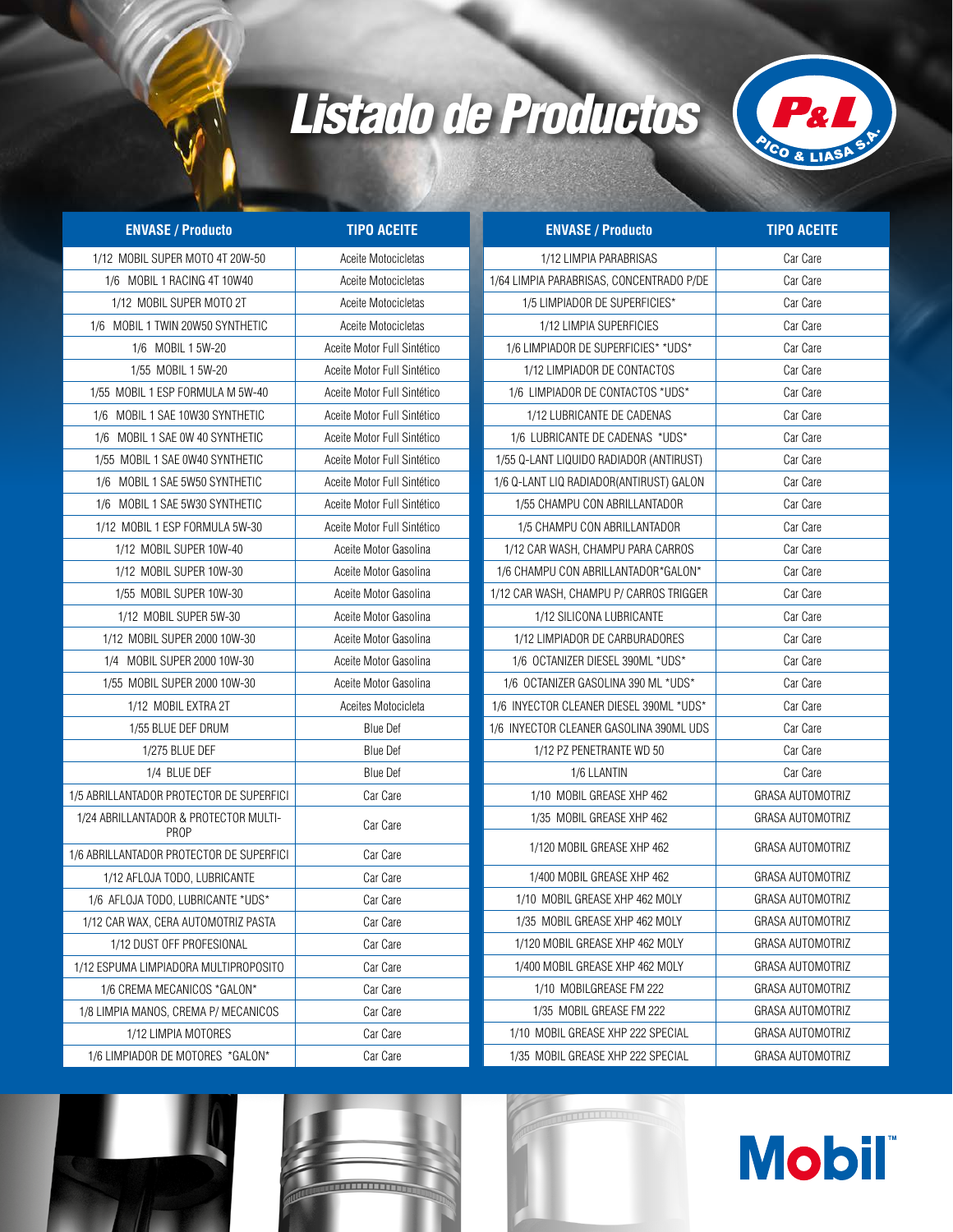# Listado de Productos

P&L PICO & LIASA S.A.

| ENVASE / Producto | TIPO ACEITE |
|---|---|
| 1/12 MOBIL SUPER MOTO 4T 20W-50 | Aceite Motocicletas |
| 1/6 MOBIL 1 RACING 4T 10W40 | Aceite Motocicletas |
| 1/12 MOBIL SUPER MOTO 2T | Aceite Motocicletas |
| 1/6 MOBIL 1 TWIN 20W50 SYNTHETIC | Aceite Motocicletas |
| 1/6 MOBIL 1 5W-20 | Aceite Motor Full Sintético |
| 1/55 MOBIL 1 5W-20 | Aceite Motor Full Sintético |
| 1/55 MOBIL 1 ESP FORMULA M 5W-40 | Aceite Motor Full Sintético |
| 1/6 MOBIL 1 SAE 10W30 SYNTHETIC | Aceite Motor Full Sintético |
| 1/6 MOBIL 1 SAE 0W 40 SYNTHETIC | Aceite Motor Full Sintético |
| 1/55 MOBIL 1 SAE 0W40 SYNTHETIC | Aceite Motor Full Sintético |
| 1/6 MOBIL 1 SAE 5W50 SYNTHETIC | Aceite Motor Full Sintético |
| 1/6 MOBIL 1 SAE 5W30 SYNTHETIC | Aceite Motor Full Sintético |
| 1/12 MOBIL 1 ESP FORMULA 5W-30 | Aceite Motor Full Sintético |
| 1/12 MOBIL SUPER 10W-40 | Aceite Motor Gasolina |
| 1/12 MOBIL SUPER 10W-30 | Aceite Motor Gasolina |
| 1/55 MOBIL SUPER 10W-30 | Aceite Motor Gasolina |
| 1/12 MOBIL SUPER 5W-30 | Aceite Motor Gasolina |
| 1/12 MOBIL SUPER 2000 10W-30 | Aceite Motor Gasolina |
| 1/4 MOBIL SUPER 2000 10W-30 | Aceite Motor Gasolina |
| 1/55 MOBIL SUPER 2000 10W-30 | Aceite Motor Gasolina |
| 1/12 MOBIL EXTRA 2T | Aceites Motocicleta |
| 1/55 BLUE DEF DRUM | Blue Def |
| 1/275 BLUE DEF | Blue Def |
| 1/4 BLUE DEF | Blue Def |
| 1/5 ABRILLANTADOR PROTECTOR DE SUPERFICI | Car Care |
| 1/24 ABRILLANTADOR & PROTECTOR MULTI-PROP | Car Care |
| 1/6 ABRILLANTADOR PROTECTOR DE SUPERFICI | Car Care |
| 1/12 AFLOJA TODO, LUBRICANTE | Car Care |
| 1/6 AFLOJA TODO, LUBRICANTE *UDS* | Car Care |
| 1/12 CAR WAX, CERA AUTOMOTRIZ PASTA | Car Care |
| 1/12 DUST OFF PROFESIONAL | Car Care |
| 1/12 ESPUMA LIMPIADORA MULTIPROPOSITO | Car Care |
| 1/6 CREMA MECANICOS *GALON* | Car Care |
| 1/8 LIMPIA MANOS, CREMA P/ MECANICOS | Car Care |
| 1/12 LIMPIA MOTORES | Car Care |
| 1/6 LIMPIADOR DE MOTORES *GALON* | Car Care |
| 1/12 LIMPIA PARABRISAS | Car Care |
| 1/64 LIMPIA PARABRISAS, CONCENTRADO P/DE | Car Care |
| 1/5 LIMPIADOR DE SUPERFICIES* | Car Care |
| 1/12 LIMPIA SUPERFICIES | Car Care |
| 1/6 LIMPIADOR DE SUPERFICIES* *UDS* | Car Care |
| 1/12 LIMPIADOR DE CONTACTOS | Car Care |
| 1/6 LIMPIADOR DE CONTACTOS *UDS* | Car Care |
| 1/12 LUBRICANTE DE CADENAS | Car Care |
| 1/6 LUBRICANTE DE CADENAS *UDS* | Car Care |
| 1/55 Q-LANT LIQUIDO RADIADOR (ANTIRUST) | Car Care |
| 1/6 Q-LANT LIQ RADIADOR(ANTIRUST) GALON | Car Care |
| 1/55 CHAMPU CON ABRILLANTADOR | Car Care |
| 1/5 CHAMPU CON ABRILLANTADOR | Car Care |
| 1/12 CAR WASH, CHAMPU PARA CARROS | Car Care |
| 1/6 CHAMPU CON ABRILLANTADOR*GALON* | Car Care |
| 1/12 CAR WASH, CHAMPU P/ CARROS TRIGGER | Car Care |
| 1/12 SILICONA LUBRICANTE | Car Care |
| 1/12 LIMPIADOR DE CARBURADORES | Car Care |
| 1/6 OCTANIZER DIESEL 390ML *UDS* | Car Care |
| 1/6 OCTANIZER GASOLINA 390 ML *UDS* | Car Care |
| 1/6 INYECTOR CLEANER DIESEL 390ML *UDS* | Car Care |
| 1/6 INYECTOR CLEANER GASOLINA 390ML UDS | Car Care |
| 1/12 PZ PENETRANTE WD 50 | Car Care |
| 1/6 LLANTIN | Car Care |
| 1/10 MOBIL GREASE XHP 462 | GRASA AUTOMOTRIZ |
| 1/35 MOBIL GREASE XHP 462 | GRASA AUTOMOTRIZ |
| 1/120 MOBIL GREASE XHP 462 | GRASA AUTOMOTRIZ |
| 1/400 MOBIL GREASE XHP 462 | GRASA AUTOMOTRIZ |
| 1/10 MOBIL GREASE XHP 462 MOLY | GRASA AUTOMOTRIZ |
| 1/35 MOBIL GREASE XHP 462 MOLY | GRASA AUTOMOTRIZ |
| 1/120 MOBIL GREASE XHP 462 MOLY | GRASA AUTOMOTRIZ |
| 1/400 MOBIL GREASE XHP 462 MOLY | GRASA AUTOMOTRIZ |
| 1/10 MOBILGREASE FM 222 | GRASA AUTOMOTRIZ |
| 1/35 MOBIL GREASE FM 222 | GRASA AUTOMOTRIZ |
| 1/10 MOBIL GREASE XHP 222 SPECIAL | GRASA AUTOMOTRIZ |
| 1/35 MOBIL GREASE XHP 222 SPECIAL | GRASA AUTOMOTRIZ |

Mobil™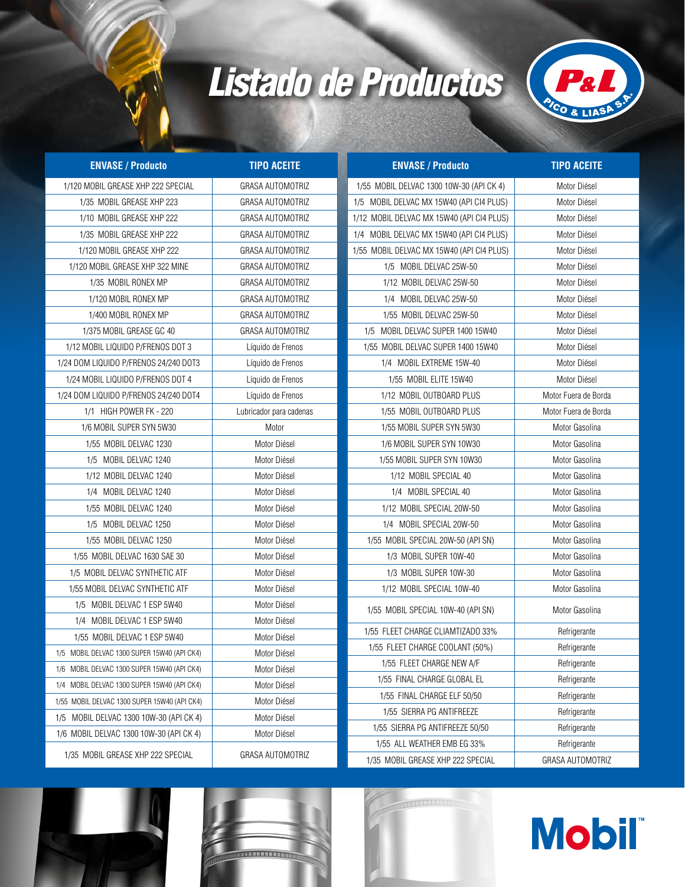# Listado de Productos

P&L PICO & LIASA S.A.

| ENVASE / Producto | TIPO ACEITE |
|---|---|
| 1/120 MOBIL GREASE XHP 222 SPECIAL | GRASA AUTOMOTRIZ |
| 1/35 MOBIL GREASE XHP 223 | GRASA AUTOMOTRIZ |
| 1/10 MOBIL GREASE XHP 222 | GRASA AUTOMOTRIZ |
| 1/35 MOBIL GREASE XHP 222 | GRASA AUTOMOTRIZ |
| 1/120 MOBIL GREASE XHP 222 | GRASA AUTOMOTRIZ |
| 1/120 MOBIL GREASE XHP 322 MINE | GRASA AUTOMOTRIZ |
| 1/35 MOBIL RONEX MP | GRASA AUTOMOTRIZ |
| 1/120 MOBIL RONEX MP | GRASA AUTOMOTRIZ |
| 1/400 MOBIL RONEX MP | GRASA AUTOMOTRIZ |
| 1/375 MOBIL GREASE GC 40 | GRASA AUTOMOTRIZ |
| 1/12 MOBIL LIQUIDO P/FRENOS DOT 3 | Líquido de Frenos |
| 1/24 DOM LIQUIDO P/FRENOS 24/240 DOT3 | Líquido de Frenos |
| 1/24 MOBIL LIQUIDO P/FRENOS DOT 4 | Líquido de Frenos |
| 1/24 DOM LIQUIDO P/FRENOS 24/240 DOT4 | Líquido de Frenos |
| 1/1 HIGH POWER FK - 220 | Lubricador para cadenas |
| 1/6 MOBIL SUPER SYN 5W30 | Motor |
| 1/55 MOBIL DELVAC 1230 | Motor Diésel |
| 1/5 MOBIL DELVAC 1240 | Motor Diésel |
| 1/12 MOBIL DELVAC 1240 | Motor Diésel |
| 1/4 MOBIL DELVAC 1240 | Motor Diésel |
| 1/55 MOBIL DELVAC 1240 | Motor Diésel |
| 1/5 MOBIL DELVAC 1250 | Motor Diésel |
| 1/55 MOBIL DELVAC 1250 | Motor Diésel |
| 1/55 MOBIL DELVAC 1630 SAE 30 | Motor Diésel |
| 1/5 MOBIL DELVAC SYNTHETIC ATF | Motor Diésel |
| 1/55 MOBIL DELVAC SYNTHETIC ATF | Motor Diésel |
| 1/5 MOBIL DELVAC 1 ESP 5W40 | Motor Diésel |
| 1/4 MOBIL DELVAC 1 ESP 5W40 | Motor Diésel |
| 1/55 MOBIL DELVAC 1 ESP 5W40 | Motor Diésel |
| 1/5 MOBIL DELVAC 1300 SUPER 15W40 (API CK4) | Motor Diésel |
| 1/6 MOBIL DELVAC 1300 SUPER 15W40 (API CK4) | Motor Diésel |
| 1/4 MOBIL DELVAC 1300 SUPER 15W40 (API CK4) | Motor Diésel |
| 1/55 MOBIL DELVAC 1300 SUPER 15W40 (API CK4) | Motor Diésel |
| 1/5 MOBIL DELVAC 1300 10W-30 (API CK 4) | Motor Diésel |
| 1/6 MOBIL DELVAC 1300 10W-30 (API CK 4) | Motor Diésel |
| 1/35 MOBIL GREASE XHP 222 SPECIAL | GRASA AUTOMOTRIZ |
| 1/55 MOBIL DELVAC 1300 10W-30 (API CK 4) | Motor Diésel |
| 1/5 MOBIL DELVAC MX 15W40 (API CI4 PLUS) | Motor Diésel |
| 1/12 MOBIL DELVAC MX 15W40 (API CI4 PLUS) | Motor Diésel |
| 1/4 MOBIL DELVAC MX 15W40 (API CI4 PLUS) | Motor Diésel |
| 1/55 MOBIL DELVAC MX 15W40 (API CI4 PLUS) | Motor Diésel |
| 1/5 MOBIL DELVAC 25W-50 | Motor Diésel |
| 1/12 MOBIL DELVAC 25W-50 | Motor Diésel |
| 1/4 MOBIL DELVAC 25W-50 | Motor Diésel |
| 1/55 MOBIL DELVAC 25W-50 | Motor Diésel |
| 1/5 MOBIL DELVAC SUPER 1400 15W40 | Motor Diésel |
| 1/55 MOBIL DELVAC SUPER 1400 15W40 | Motor Diésel |
| 1/4 MOBIL EXTREME 15W-40 | Motor Diésel |
| 1/55 MOBIL ELITE 15W40 | Motor Diésel |
| 1/12 MOBIL OUTBOARD PLUS | Motor Fuera de Borda |
| 1/55 MOBIL OUTBOARD PLUS | Motor Fuera de Borda |
| 1/55 MOBIL SUPER SYN 5W30 | Motor Gasolina |
| 1/6 MOBIL SUPER SYN 10W30 | Motor Gasolina |
| 1/55 MOBIL SUPER SYN 10W30 | Motor Gasolina |
| 1/12 MOBIL SPECIAL 40 | Motor Gasolina |
| 1/4 MOBIL SPECIAL 40 | Motor Gasolina |
| 1/12 MOBIL SPECIAL 20W-50 | Motor Gasolina |
| 1/4 MOBIL SPECIAL 20W-50 | Motor Gasolina |
| 1/55 MOBIL SPECIAL 20W-50 (API SN) | Motor Gasolina |
| 1/3 MOBIL SUPER 10W-40 | Motor Gasolina |
| 1/3 MOBIL SUPER 10W-30 | Motor Gasolina |
| 1/12 MOBIL SPECIAL 10W-40 | Motor Gasolina |
| 1/55 MOBIL SPECIAL 10W-40 (API SN) | Motor Gasolina |
| 1/55 FLEET CHARGE CLIAMTIZADO 33% | Refrigerante |
| 1/55 FLEET CHARGE COOLANT (50%) | Refrigerante |
| 1/55 FLEET CHARGE NEW A/F | Refrigerante |
| 1/55 FINAL CHARGE GLOBAL EL | Refrigerante |
| 1/55 FINAL CHARGE ELF 50/50 | Refrigerante |
| 1/55 SIERRA PG ANTIFREEZE | Refrigerante |
| 1/55 SIERRA PG ANTIFREEZE 50/50 | Refrigerante |
| 1/55 ALL WEATHER EMB EG 33% | Refrigerante |
| 1/35 MOBIL GREASE XHP 222 SPECIAL | GRASA AUTOMOTRIZ |

Mobil™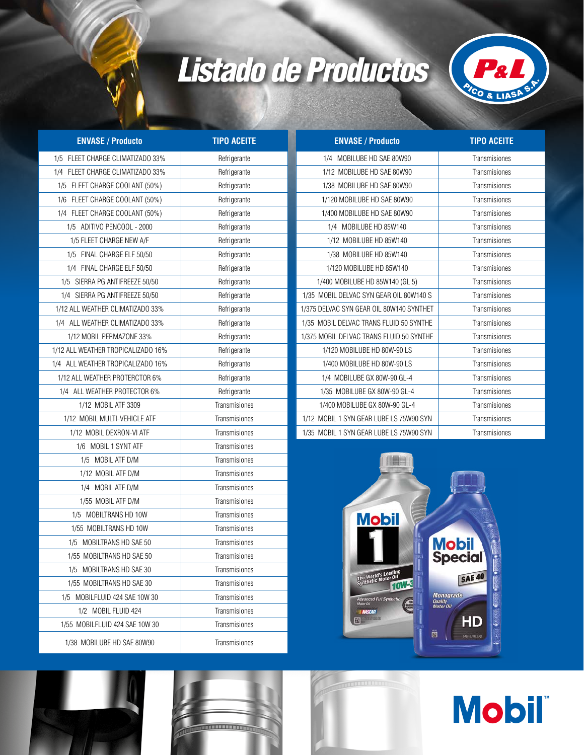# Listado de Productos

P&L PICO & LIASA S.A.

| ENVASE / Producto | TIPO ACEITE |
|---|---|
| 1/5 FLEET CHARGE CLIMATIZADO 33% | Refrigerante |
| 1/4 FLEET CHARGE CLIMATIZADO 33% | Refrigerante |
| 1/5 FLEET CHARGE COOLANT (50%) | Refrigerante |
| 1/6 FLEET CHARGE COOLANT (50%) | Refrigerante |
| 1/4 FLEET CHARGE COOLANT (50%) | Refrigerante |
| 1/5 ADITIVO PENCOOL - 2000 | Refrigerante |
| 1/5 FLEET CHARGE NEW A/F | Refrigerante |
| 1/5 FINAL CHARGE ELF 50/50 | Refrigerante |
| 1/4 FINAL CHARGE ELF 50/50 | Refrigerante |
| 1/5 SIERRA PG ANTIFREEZE 50/50 | Refrigerante |
| 1/4 SIERRA PG ANTIFREEZE 50/50 | Refrigerante |
| 1/12 ALL WEATHER CLIMATIZADO 33% | Refrigerante |
| 1/4 ALL WEATHER CLIMATIZADO 33% | Refrigerante |
| 1/12 MOBIL PERMAZONE 33% | Refrigerante |
| 1/12 ALL WEATHER TROPICALIZADO 16% | Refrigerante |
| 1/4 ALL WEATHER TROPICALIZADO 16% | Refrigerante |
| 1/12 ALL WEATHER PROTERCTOR 6% | Refrigerante |
| 1/4 ALL WEATHER PROTECTOR 6% | Refrigerante |
| 1/12 MOBIL ATF 3309 | Transmisiones |
| 1/12 MOBIL MULTI-VEHICLE ATF | Transmisiones |
| 1/12 MOBIL DEXRON-VI ATF | Transmisiones |
| 1/6 MOBIL 1 SYNT ATF | Transmisiones |
| 1/5 MOBIL ATF D/M | Transmisiones |
| 1/12 MOBIL ATF D/M | Transmisiones |
| 1/4 MOBIL ATF D/M | Transmisiones |
| 1/55 MOBIL ATF D/M | Transmisiones |
| 1/5 MOBILTRANS HD 10W | Transmisiones |
| 1/55 MOBILTRANS HD 10W | Transmisiones |
| 1/5 MOBILTRANS HD SAE 50 | Transmisiones |
| 1/55 MOBILTRANS HD SAE 50 | Transmisiones |
| 1/5 MOBILTRANS HD SAE 30 | Transmisiones |
| 1/55 MOBILTRANS HD SAE 30 | Transmisiones |
| 1/5 MOBILFLUID 424 SAE 10W 30 | Transmisiones |
| 1/2 MOBIL FLUID 424 | Transmisiones |
| 1/55 MOBILFLUID 424 SAE 10W 30 | Transmisiones |
| 1/38 MOBILUBE HD SAE 80W90 | Transmisiones |
| 1/4 MOBILUBE HD SAE 80W90 | Transmisiones |
| 1/12 MOBILUBE HD SAE 80W90 | Transmisiones |
| 1/38 MOBILUBE HD SAE 80W90 | Transmisiones |
| 1/120 MOBILUBE HD SAE 80W90 | Transmisiones |
| 1/400 MOBILUBE HD SAE 80W90 | Transmisiones |
| 1/4 MOBILUBE HD 85W140 | Transmisiones |
| 1/12 MOBILUBE HD 85W140 | Transmisiones |
| 1/38 MOBILUBE HD 85W140 | Transmisiones |
| 1/120 MOBILUBE HD 85W140 | Transmisiones |
| 1/400 MOBILUBE HD 85W140 (GL 5) | Transmisiones |
| 1/35 MOBIL DELVAC SYN GEAR OIL 80W140 S | Transmisiones |
| 1/375 DELVAC SYN GEAR OIL 80W140 SYNTHET | Transmisiones |
| 1/35 MOBIL DELVAC TRANS FLUID 50 SYNTHE | Transmisiones |
| 1/375 MOBIL DELVAC TRANS FLUID 50 SYNTHE | Transmisiones |
| 1/120 MOBILUBE HD 80W-90 LS | Transmisiones |
| 1/400 MOBILUBE HD 80W-90 LS | Transmisiones |
| 1/4 MOBILUBE GX 80W-90 GL-4 | Transmisiones |
| 1/35 MOBILUBE GX 80W-90 GL-4 | Transmisiones |
| 1/400 MOBILUBE GX 80W-90 GL-4 | Transmisiones |
| 1/12 MOBIL 1 SYN GEAR LUBE LS 75W90 SYN | Transmisiones |
| 1/35 MOBIL 1 SYN GEAR LUBE LS 75W90 SYN | Transmisiones |

Mobil™